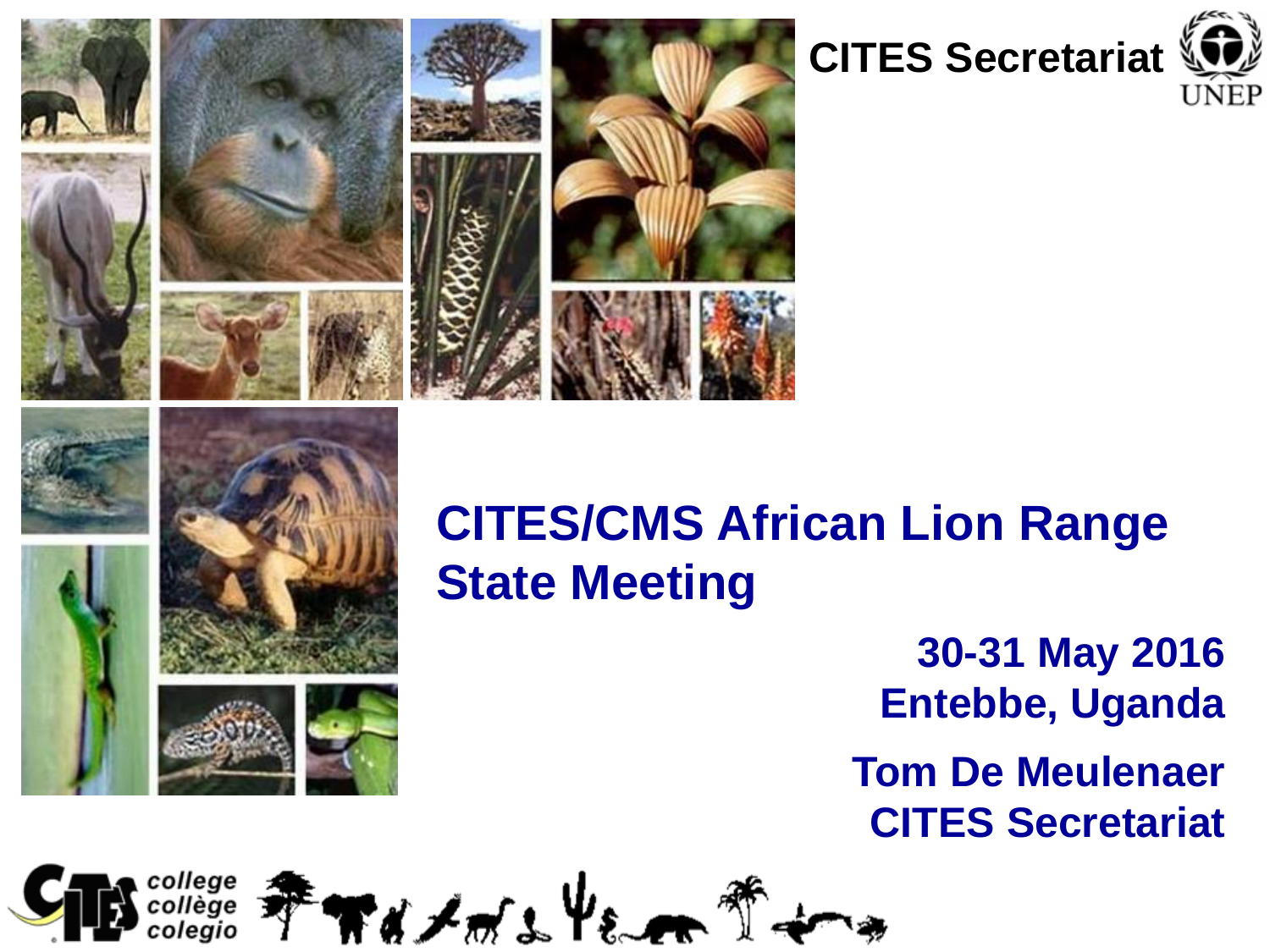CITES Secretariat

UNEP

# CITES/CMS African Lion Range State Meeting

**30-31 May 2016**
**Entebbe, Uganda**

**Tom De Meulenaer**
**CITES Secretariat**

college
collège
colegio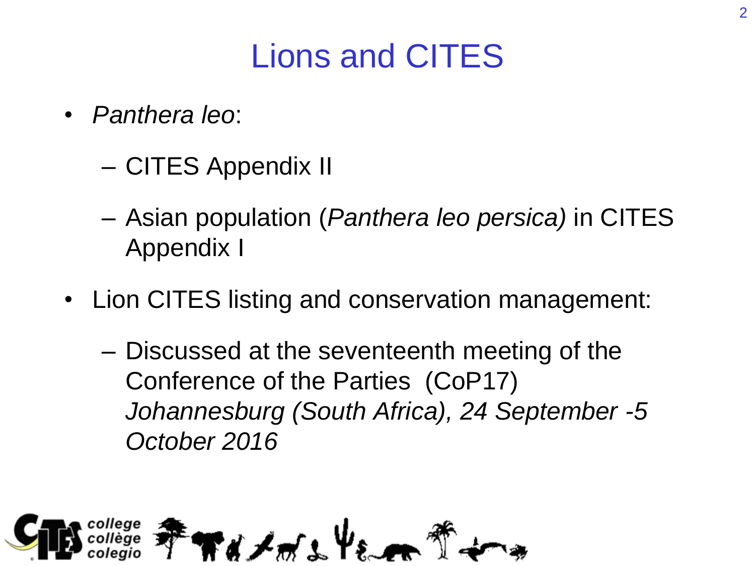# Lions and CITES

- *Panthera leo*:
  - CITES Appendix II
  - Asian population (*Panthera leo persica)* in CITES Appendix I
- Lion CITES listing and conservation management:
  - Discussed at the seventeenth meeting of the Conference of the Parties (CoP17) *Johannesburg (South Africa), 24 September -5 October 2016*

CITES college collège colegio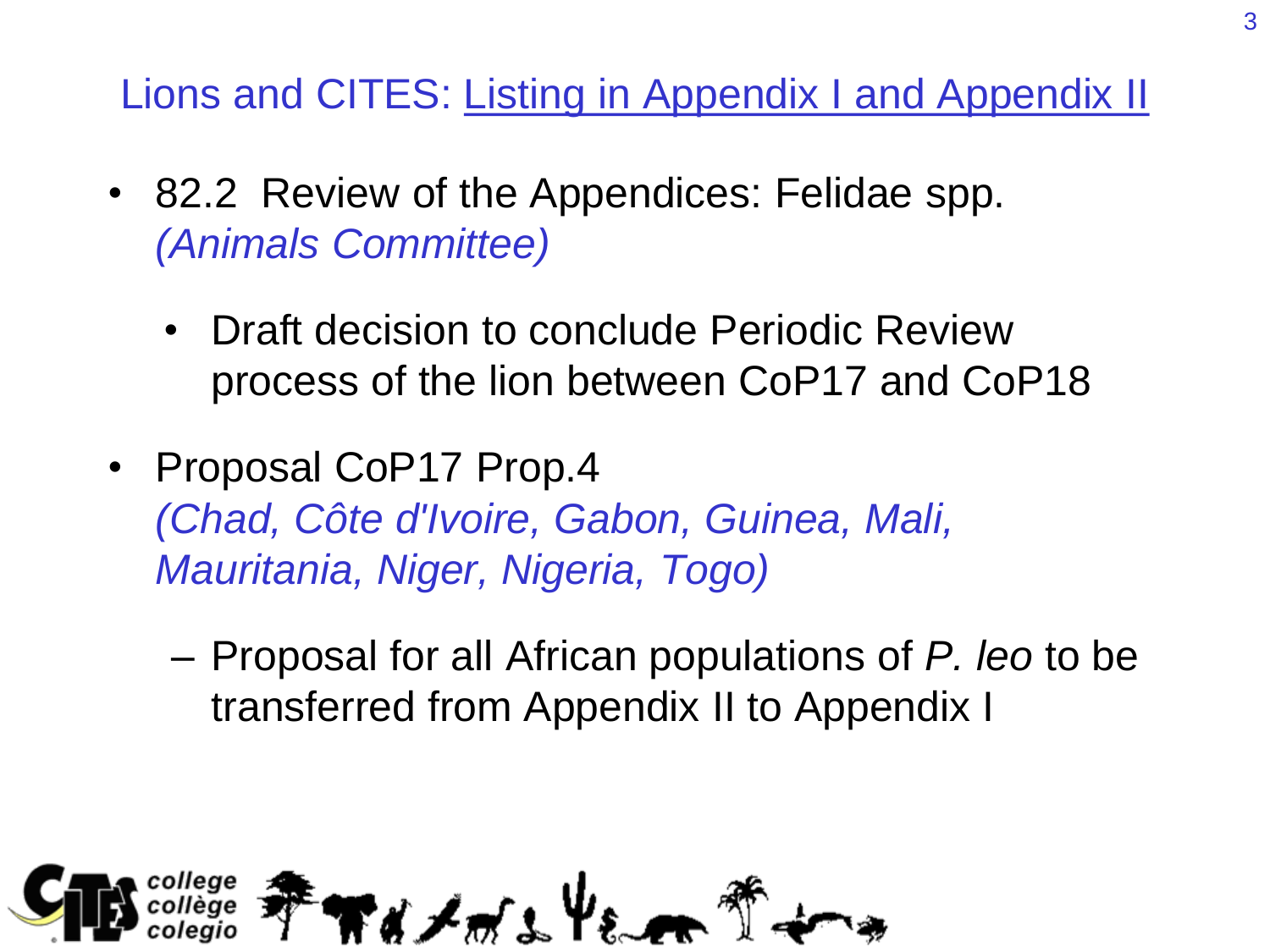# Lions and CITES: Listing in Appendix I and Appendix II

- 82.2 Review of the Appendices: Felidae spp. *(Animals Committee)*
  - Draft decision to conclude Periodic Review process of the lion between CoP17 and CoP18
- Proposal CoP17 Prop.4 *(Chad, Côte d'Ivoire, Gabon, Guinea, Mali, Mauritania, Niger, Nigeria, Togo)*
  - Proposal for all African populations of *P. leo* to be transferred from Appendix II to Appendix I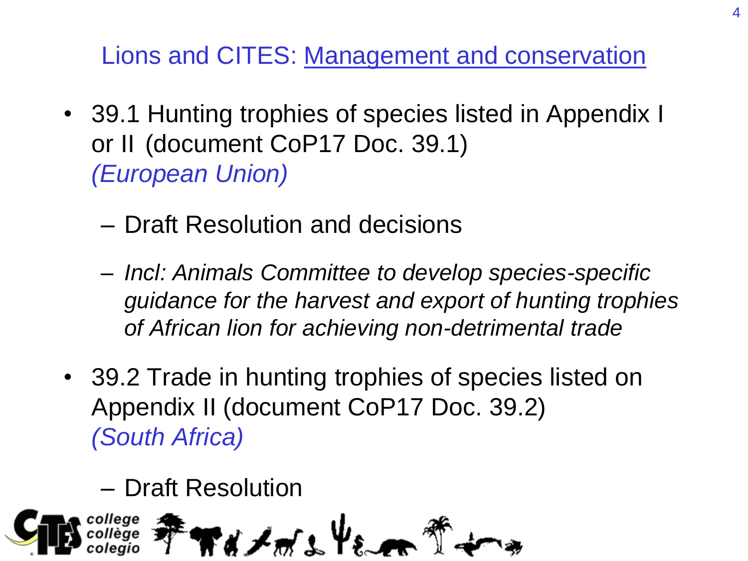## Lions and CITES: Management and conservation

- 39.1 Hunting trophies of species listed in Appendix I or II (document CoP17 Doc. 39.1) *(European Union)*
  - Draft Resolution and decisions
  - *Incl: Animals Committee to develop species-specific guidance for the harvest and export of hunting trophies of African lion for achieving non-detrimental trade*
- 39.2 Trade in hunting trophies of species listed on Appendix II (document CoP17 Doc. 39.2) *(South Africa)*
  - Draft Resolution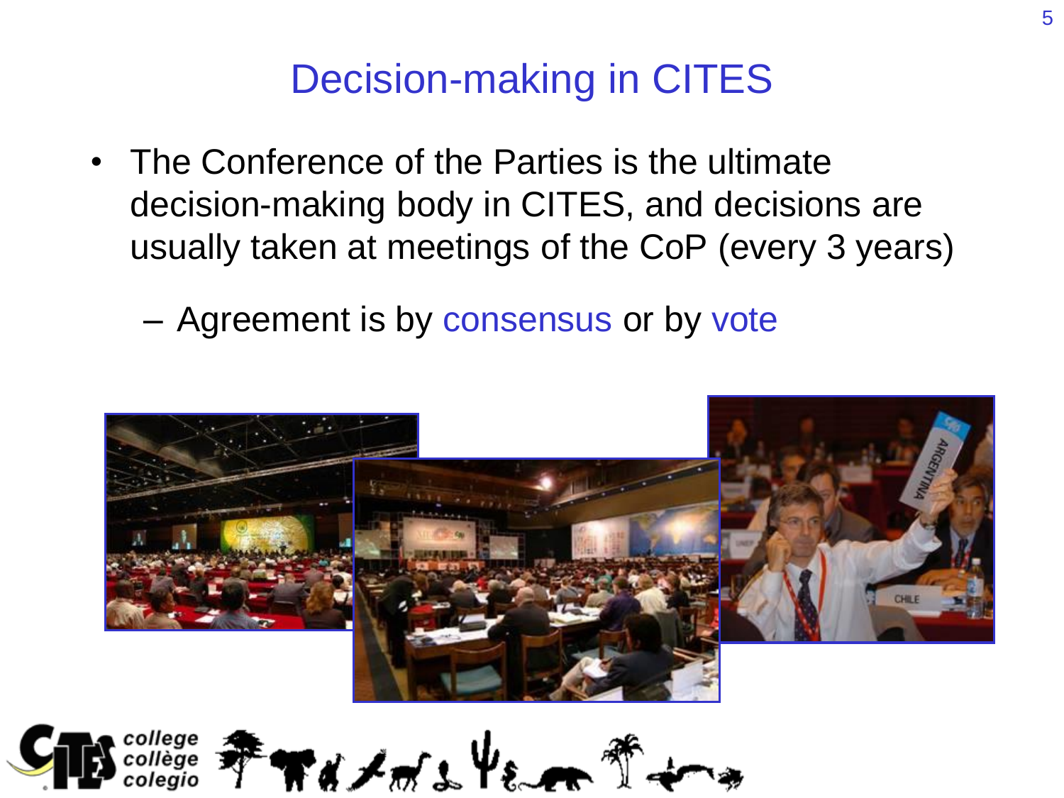# Decision-making in CITES

- The Conference of the Parties is the ultimate decision-making body in CITES, and decisions are usually taken at meetings of the CoP (every 3 years)
  - Agreement is by consensus or by vote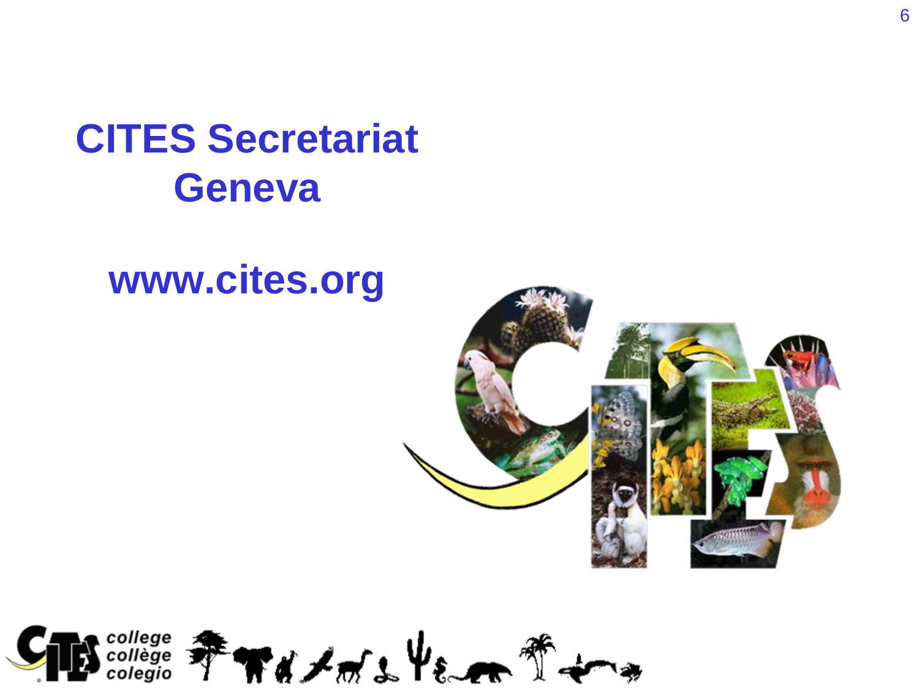# CITES Secretariat
# Geneva

**www.cites.org**